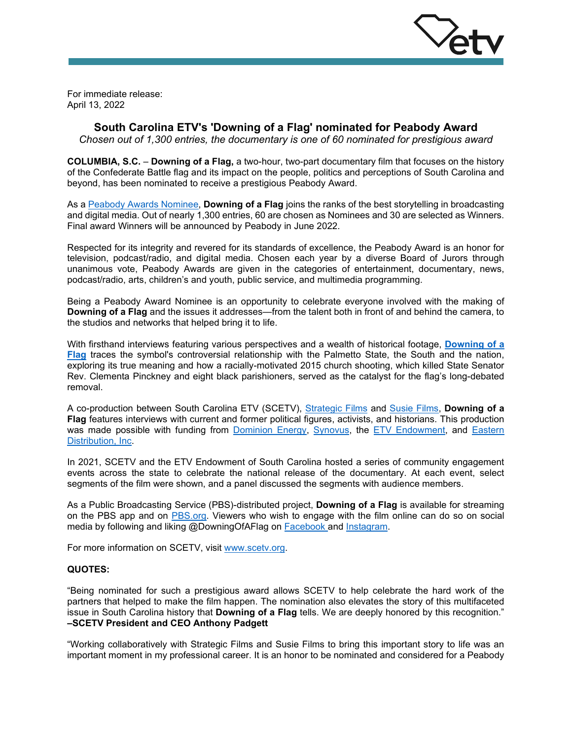For immediate release:
April 13, 2022

## South Carolina ETV's 'Downing of a Flag' nominated for Peabody Award

*Chosen out of 1,300 entries, the documentary is one of 60 nominated for prestigious award*

**COLUMBIA, S.C.** – **Downing of a Flag,** a two-hour, two-part documentary film that focuses on the history of the Confederate Battle flag and its impact on the people, politics and perceptions of South Carolina and beyond, has been nominated to receive a prestigious Peabody Award.

As a Peabody Awards Nominee, **Downing of a Flag** joins the ranks of the best storytelling in broadcasting and digital media. Out of nearly 1,300 entries, 60 are chosen as Nominees and 30 are selected as Winners. Final award Winners will be announced by Peabody in June 2022.

Respected for its integrity and revered for its standards of excellence, the Peabody Award is an honor for television, podcast/radio, and digital media. Chosen each year by a diverse Board of Jurors through unanimous vote, Peabody Awards are given in the categories of entertainment, documentary, news, podcast/radio, arts, children's and youth, public service, and multimedia programming.

Being a Peabody Award Nominee is an opportunity to celebrate everyone involved with the making of **Downing of a Flag** and the issues it addresses—from the talent both in front of and behind the camera, to the studios and networks that helped bring it to life.

With firsthand interviews featuring various perspectives and a wealth of historical footage, **Downing of a Flag** traces the symbol's controversial relationship with the Palmetto State, the South and the nation, exploring its true meaning and how a racially-motivated 2015 church shooting, which killed State Senator Rev. Clementa Pinckney and eight black parishioners, served as the catalyst for the flag's long-debated removal.

A co-production between South Carolina ETV (SCETV), Strategic Films and Susie Films, **Downing of a Flag** features interviews with current and former political figures, activists, and historians. This production was made possible with funding from Dominion Energy, Synovus, the ETV Endowment, and Eastern Distribution, Inc.

In 2021, SCETV and the ETV Endowment of South Carolina hosted a series of community engagement events across the state to celebrate the national release of the documentary. At each event, select segments of the film were shown, and a panel discussed the segments with audience members.

As a Public Broadcasting Service (PBS)-distributed project, **Downing of a Flag** is available for streaming on the PBS app and on PBS.org. Viewers who wish to engage with the film online can do so on social media by following and liking @DowningOfAFlag on Facebook and Instagram.

For more information on SCETV, visit www.scetv.org.

**QUOTES:**

"Being nominated for such a prestigious award allows SCETV to help celebrate the hard work of the partners that helped to make the film happen. The nomination also elevates the story of this multifaceted issue in South Carolina history that **Downing of a Flag** tells. We are deeply honored by this recognition."
**–SCETV President and CEO Anthony Padgett**

"Working collaboratively with Strategic Films and Susie Films to bring this important story to life was an important moment in my professional career. It is an honor to be nominated and considered for a Peabody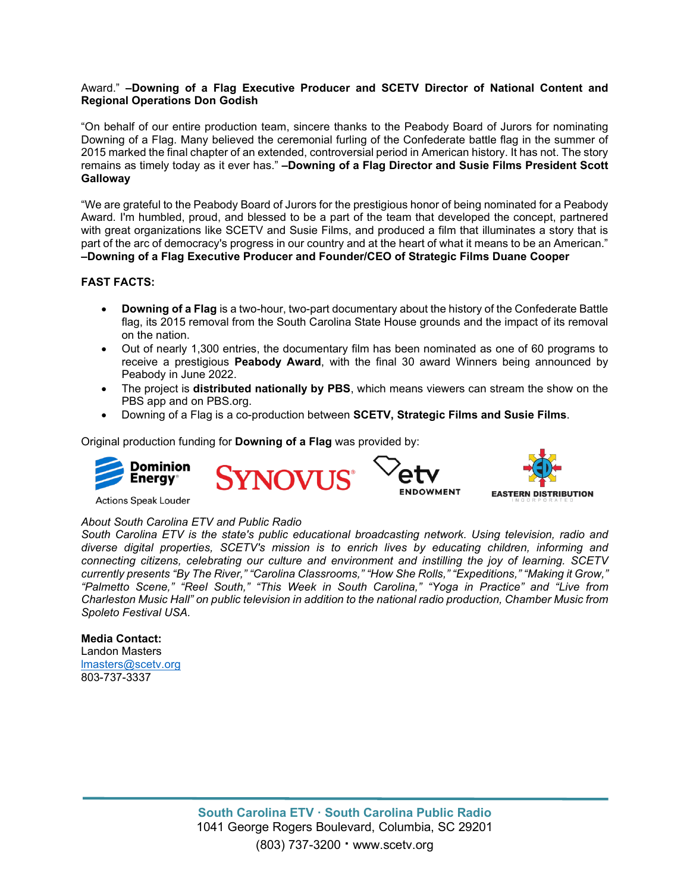Award." **–Downing of a Flag Executive Producer and SCETV Director of National Content and Regional Operations Don Godish**

"On behalf of our entire production team, sincere thanks to the Peabody Board of Jurors for nominating Downing of a Flag. Many believed the ceremonial furling of the Confederate battle flag in the summer of 2015 marked the final chapter of an extended, controversial period in American history. It has not. The story remains as timely today as it ever has." **–Downing of a Flag Director and Susie Films President Scott Galloway**

"We are grateful to the Peabody Board of Jurors for the prestigious honor of being nominated for a Peabody Award. I'm humbled, proud, and blessed to be a part of the team that developed the concept, partnered with great organizations like SCETV and Susie Films, and produced a film that illuminates a story that is part of the arc of democracy's progress in our country and at the heart of what it means to be an American." **–Downing of a Flag Executive Producer and Founder/CEO of Strategic Films Duane Cooper**

**FAST FACTS:**

- **Downing of a Flag** is a two-hour, two-part documentary about the history of the Confederate Battle flag, its 2015 removal from the South Carolina State House grounds and the impact of its removal on the nation.
- Out of nearly 1,300 entries, the documentary film has been nominated as one of 60 programs to receive a prestigious **Peabody Award**, with the final 30 award Winners being announced by Peabody in June 2022.
- The project is **distributed nationally by PBS**, which means viewers can stream the show on the PBS app and on PBS.org.
- Downing of a Flag is a co-production between **SCETV, Strategic Films and Susie Films**.

Original production funding for **Downing of a Flag** was provided by:

Dominion Energy
Actions Speak Louder

SYNOVUS

etv ENDOWMENT

EASTERN DISTRIBUTION INCORPORATED

*About South Carolina ETV and Public Radio*
*South Carolina ETV is the state's public educational broadcasting network. Using television, radio and diverse digital properties, SCETV's mission is to enrich lives by educating children, informing and connecting citizens, celebrating our culture and environment and instilling the joy of learning. SCETV currently presents "By The River," "Carolina Classrooms," "How She Rolls," "Expeditions," "Making it Grow," "Palmetto Scene," "Reel South," "This Week in South Carolina," "Yoga in Practice" and "Live from Charleston Music Hall" on public television in addition to the national radio production, Chamber Music from Spoleto Festival USA.*

**Media Contact:**
Landon Masters
lmasters@scetv.org
803-737-3337

**South Carolina ETV · South Carolina Public Radio**
1041 George Rogers Boulevard, Columbia, SC 29201
(803) 737-3200 · www.scetv.org